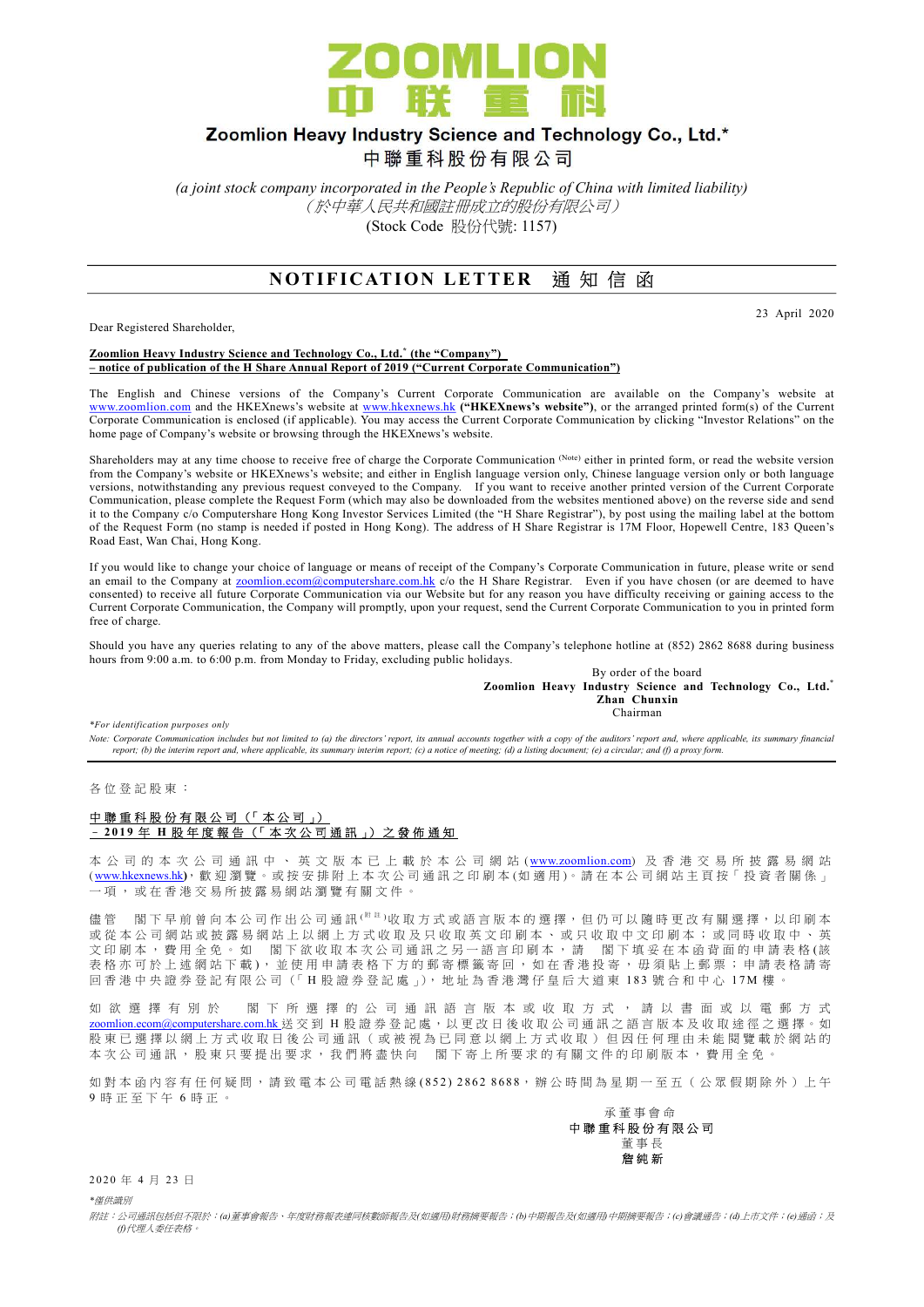# ZOOMLION 中联重科

## Zoomlion Heavy Industry Science and Technology Co., Ltd.*
## 中聯重科股份有限公司

*(a joint stock company incorporated in the People's Republic of China with limited liability)*
*（於中華人民共和國註冊成立的股份有限公司）*
(Stock Code 股份代號: 1157)

## NOTIFICATION LETTER 通知信函

23 April 2020

Dear Registered Shareholder,

**Zoomlion Heavy Industry Science and Technology Co., Ltd.* (the "Company")**
**– notice of publication of the H Share Annual Report of 2019 ("Current Corporate Communication")**

The English and Chinese versions of the Company's Current Corporate Communication are available on the Company's website at www.zoomlion.com and the HKEXnews's website at www.hkexnews.hk **("HKEXnews's website")**, or the arranged printed form(s) of the Current Corporate Communication is enclosed (if applicable). You may access the Current Corporate Communication by clicking "Investor Relations" on the home page of Company's website or browsing through the HKEXnews's website.

Shareholders may at any time choose to receive free of charge the Corporate Communication [(Note)] either in printed form, or read the website version from the Company's website or HKEXnews's website; and either in English language version only, Chinese language version only or both language versions, notwithstanding any previous request conveyed to the Company. If you want to receive another printed version of the Current Corporate Communication, please complete the Request Form (which may also be downloaded from the websites mentioned above) on the reverse side and send it to the Company c/o Computershare Hong Kong Investor Services Limited (the "H Share Registrar"), by post using the mailing label at the bottom of the Request Form (no stamp is needed if posted in Hong Kong). The address of H Share Registrar is 17M Floor, Hopewell Centre, 183 Queen's Road East, Wan Chai, Hong Kong.

If you would like to change your choice of language or means of receipt of the Company's Corporate Communication in future, please write or send an email to the Company at zoomlion.ecom@computershare.com.hk c/o the H Share Registrar. Even if you have chosen (or are deemed to have consented) to receive all future Corporate Communication via our Website but for any reason you have difficulty receiving or gaining access to the Current Corporate Communication, the Company will promptly, upon your request, send the Current Corporate Communication to you in printed form free of charge.

Should you have any queries relating to any of the above matters, please call the Company's telephone hotline at (852) 2862 8688 during business hours from 9:00 a.m. to 6:00 p.m. from Monday to Friday, excluding public holidays.

By order of the board
**Zoomlion Heavy Industry Science and Technology Co., Ltd.***
**Zhan Chunxin**
Chairman

*\*For identification purposes only*

*Note: Corporate Communication includes but not limited to (a) the directors' report, its annual accounts together with a copy of the auditors' report and, where applicable, its summary financial report; (b) the interim report and, where applicable, its summary interim report; (c) a notice of meeting; (d) a listing document; (e) a circular; and (f) a proxy form.*

---

各位登記股東：

**中聯重科股份有限公司（「本公司」）**
**－2019年H股年度報告（「本次公司通訊」）之發佈通知**

本公司的本次公司通訊中、英文版本已上載於本公司網站(www.zoomlion.com)及香港交易所披露易網站(www.hkexnews.hk)，歡迎瀏覽。或按安排附上本次公司通訊之印刷本(如適用)。請在本公司網站主頁按「投資者關係」一項，或在香港交易所披露易網站瀏覽有關文件。

儘管 閣下早前曾向本公司作出公司通訊[(附註)]收取方式或語言版本的選擇，但仍可以隨時更改有關選擇，以印刷本或從本公司網站或披露易網站上以網上方式收取及只收取英文印刷本、或只收取中文印刷本；或同時收取中、英文印刷本，費用全免。如 閣下欲收取本次公司通訊之另一語言印刷本，請 閣下填妥在本函背面的申請表格(該表格亦可於上述網站下載)，並使用申請表格下方的郵寄標籤寄回，如在香港投寄，毋須貼上郵票；申請表格請寄回香港中央證券登記有限公司(「H股證券登記處」)，地址為香港灣仔皇后大道東183號合和中心17M樓。

如欲選擇有別於 閣下所選擇的公司通訊語言版本或收取方式，請以書面或以電郵方式zoomlion.ecom@computershare.com.hk送交到H股證券登記處，以更改日後收取公司通訊之語言版本及收取途徑之選擇。如股東已選擇以網上方式收取日後公司通訊（或被視為已同意以網上方式收取）但因任何理由未能閱覽載於網站的本次公司通訊，股東只要提出要求，我們將盡快向 閣下寄上所要求的有關文件的印刷版本，費用全免。

如對本函內容有任何疑問，請致電本公司電話熱線(852) 2862 8688，辦公時間為星期一至五（公眾假期除外）上午9時正至下午6時正。

承董事會命
**中聯重科股份有限公司**
董事長
**詹純新**

2020年4月23日

*\*僅供識別*

*附註：公司通訊包括但不限於：(a)董事會報告、年度財務報表連同核數師報告及(如適用)財務摘要報告；(b)中期報告及(如適用)中期摘要報告；(c)會議通告；(d)上市文件；(e)通函；及(f)代理人委任表格。*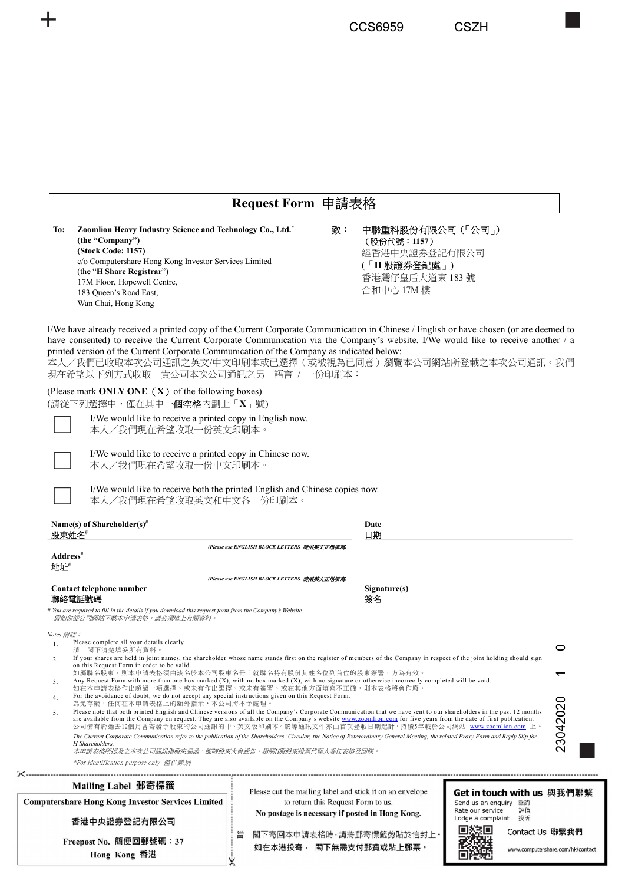CCS6959 CSZH

# Request Form 申請表格

**To: Zoomlion Heavy Industry Science and Technology Co., Ltd.*
(the "Company")
(Stock Code: 1157)**
c/o Computershare Hong Kong Investor Services Limited
(the "**H Share Registrar**")
17M Floor, Hopewell Centre,
183 Queen's Road East,
Wan Chai, Hong Kong

致： 中聯重科股份有限公司（「公司」）
**（股份代號：1157）**
經香港中央證券登記有限公司
**(「H 股證券登記處」)**
香港灣仔皇后大道東 183 號
合和中心 17M 樓

I/We have already received a printed copy of the Current Corporate Communication in Chinese / English or have chosen (or are deemed to have consented) to receive the Current Corporate Communication via the Company's website. I/We would like to receive another / a printed version of the Current Corporate Communication of the Company as indicated below:
本人／我們已收取本次公司通訊之英文/中文印刷本或已選擇（或被視為已同意）瀏覽本公司網站所登載之本次公司通訊。我們現在希望以下列方式收取 貴公司本次公司通訊之另一語言 / 一份印刷本：

(Please mark **ONLY ONE** (**X**) of the following boxes)
(請從下列選擇中，僅在其中**一個空格**內劃上「**X**」號)

☐ I/We would like to receive a printed copy in English now.
本人／我們現在希望收取一份英文印刷本。

☐ I/We would like to receive a printed copy in Chinese now.
本人／我們現在希望收取一份中文印刷本。

☐ I/We would like to receive both the printed English and Chinese copies now.
本人／我們現在希望收取英文和中文各一份印刷本。

**Name(s) of Shareholder(s)#**
股東姓名#
*(Please use ENGLISH BLOCK LETTERS 請用英文正楷填寫)*

**Date**
日期

**Address#**
地址#
*(Please use ENGLISH BLOCK LETTERS 請用英文正楷填寫)*

**Contact telephone number**
聯絡電話號碼

**Signature(s)**
簽名

*# You are required to fill in the details if you download this request form from the Company's Website.*
*假如你從公司網站下載本申請表格，請必須填上有關資料。*

*Notes 附註：*

1. Please complete all your details clearly.
請 閣下清楚填妥所有資料。
2. If your shares are held in joint names, the shareholder whose name stands first on the register of members of the Company in respect of the joint holding should sign on this Request Form in order to be valid.
如屬聯名股東，則本申請表格須由該名於本公司股東名冊上就聯名持有股份其姓名位列首位的股東簽署，方為有效。
3. Any Request Form with more than one box marked (X), with no box marked (X), with no signature or otherwise incorrectly completed will be void.
如在本申請表格作出超過一項選擇、或未有作出選擇、或未有簽署、或在其他方面填寫不正確，則本表格將會作廢。
4. For the avoidance of doubt, we do not accept any special instructions given on this Request Form.
為免存疑，任何在本申請表格上的額外指示，本公司將不予處理。
5. Please note that both printed English and Chinese versions of all the Company's Corporate Communication that we have sent to our shareholders in the past 12 months are available from the Company on request. They are also available on the Company's website www.zoomlion.com for five years from the date of first publication.
公司備有於過去12個月曾寄發予股東的公司通訊的中、英文版印刷本。該等通訊文件亦由首次登載日期起計，持續5年載於公司網站 www.zoomlion.com 上。

*The Current Corporate Communication refer to the publication of the Shareholders' Circular, the Notice of Extraordinary General Meeting, the related Proxy Form and Reply Slip for H Shareholders.*
*本申請表格所提及之本次公司通訊指股東通函、臨時股東大會通告、相關H股股東投票代理人委任表格及回條。*

*\*For identification purpose only 僅供識別*

23042020 1 0

---

**Mailing Label 郵寄標籤**

**Computershare Hong Kong Investor Services Limited**
**香港中央證券登記有限公司**
**Freepost No. 簡便回郵號碼：37**
**Hong Kong 香港**

Please cut the mailing label and stick it on an envelope to return this Request Form to us.
**No postage is necessary if posted in Hong Kong.**

當 閣下寄回本申請表格時，請將郵寄標籤剪貼於信封上。
**如在本港投寄， 閣下無需支付郵費或貼上郵票。**

**Get in touch with us 與我們聯繫**
Send us an enquiry 查詢
Rate our service 評價
Lodge a complaint 投訴
Contact Us 聯繫我們
www.computershare.com/hk/contact